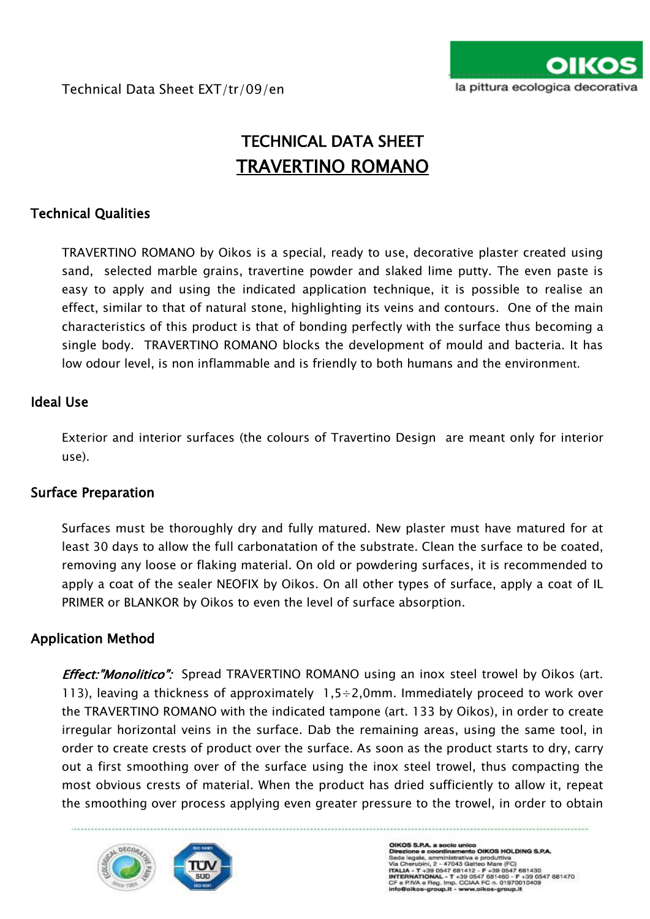Technical Data Sheet EXT/tr/09/en

# TECHNICAL DATA SHEET
# TRAVERTINO ROMANO

## Technical Qualities

TRAVERTINO ROMANO by Oikos is a special, ready to use, decorative plaster created using sand, selected marble grains, travertine powder and slaked lime putty. The even paste is easy to apply and using the indicated application technique, it is possible to realise an effect, similar to that of natural stone, highlighting its veins and contours. One of the main characteristics of this product is that of bonding perfectly with the surface thus becoming a single body. TRAVERTINO ROMANO blocks the development of mould and bacteria. It has low odour level, is non inflammable and is friendly to both humans and the environment.

## Ideal Use

Exterior and interior surfaces (the colours of Travertino Design are meant only for interior use).

## Surface Preparation

Surfaces must be thoroughly dry and fully matured. New plaster must have matured for at least 30 days to allow the full carbonatation of the substrate. Clean the surface to be coated, removing any loose or flaking material. On old or powdering surfaces, it is recommended to apply a coat of the sealer NEOFIX by Oikos. On all other types of surface, apply a coat of IL PRIMER or BLANKOR by Oikos to even the level of surface absorption.

## Application Method

***Effect:"Monolitico":*** Spread TRAVERTINO ROMANO using an inox steel trowel by Oikos (art. 113), leaving a thickness of approximately 1,5÷2,0mm. Immediately proceed to work over the TRAVERTINO ROMANO with the indicated tampone (art. 133 by Oikos), in order to create irregular horizontal veins in the surface. Dab the remaining areas, using the same tool, in order to create crests of product over the surface. As soon as the product starts to dry, carry out a first smoothing over of the surface using the inox steel trowel, thus compacting the most obvious crests of material. When the product has dried sufficiently to allow it, repeat the smoothing over process applying even greater pressure to the trowel, in order to obtain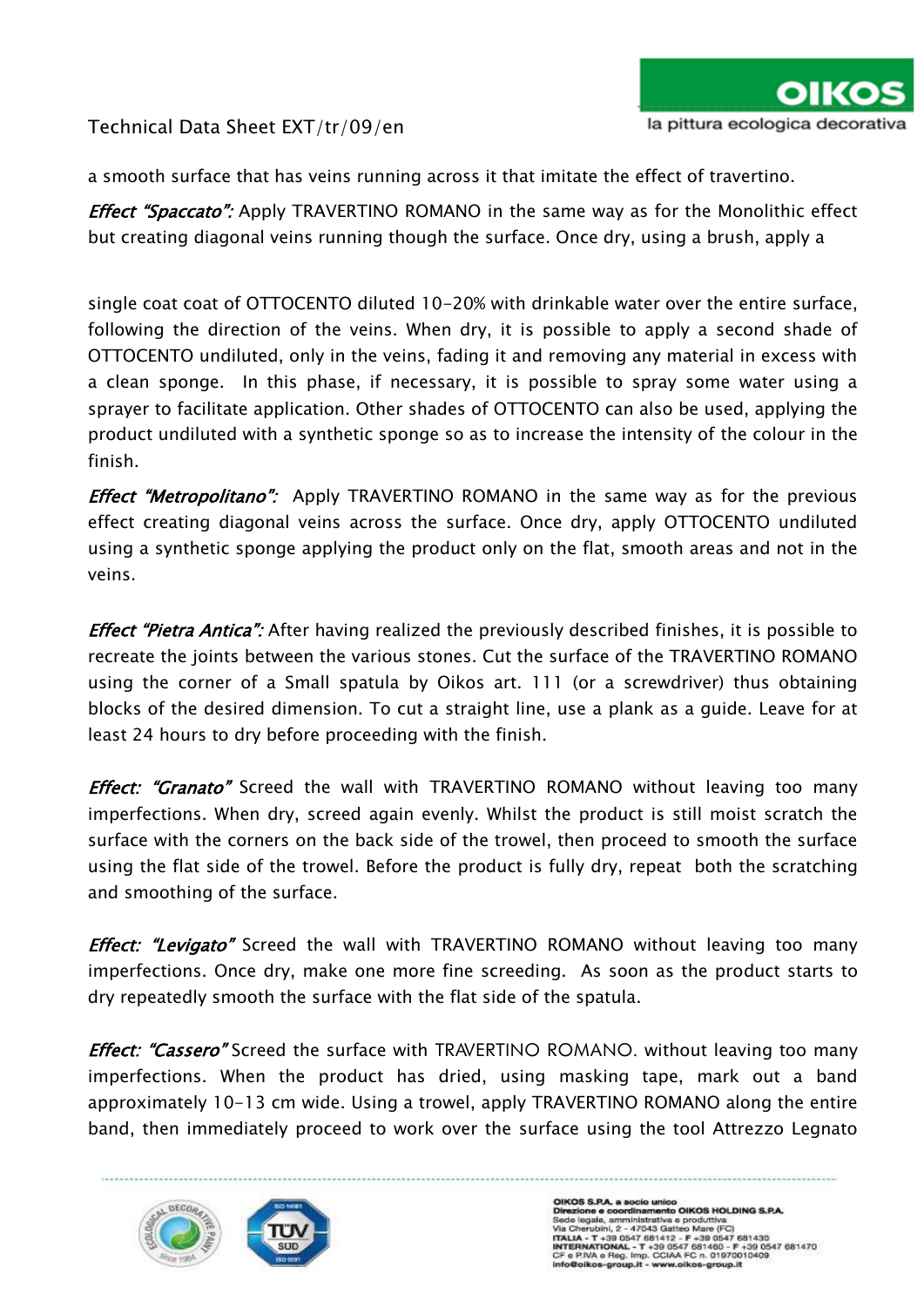a smooth surface that has veins running across it that imitate the effect of travertino.

*Effect "Spaccato":* Apply TRAVERTINO ROMANO in the same way as for the Monolithic effect but creating diagonal veins running though the surface. Once dry, using a brush, apply a

single coat coat of OTTOCENTO diluted 10-20% with drinkable water over the entire surface, following the direction of the veins. When dry, it is possible to apply a second shade of OTTOCENTO undiluted, only in the veins, fading it and removing any material in excess with a clean sponge. In this phase, if necessary, it is possible to spray some water using a sprayer to facilitate application. Other shades of OTTOCENTO can also be used, applying the product undiluted with a synthetic sponge so as to increase the intensity of the colour in the finish.

*Effect "Metropolitano":* Apply TRAVERTINO ROMANO in the same way as for the previous effect creating diagonal veins across the surface. Once dry, apply OTTOCENTO undiluted using a synthetic sponge applying the product only on the flat, smooth areas and not in the veins.

*Effect "Pietra Antica":* After having realized the previously described finishes, it is possible to recreate the joints between the various stones. Cut the surface of the TRAVERTINO ROMANO using the corner of a Small spatula by Oikos art. 111 (or a screwdriver) thus obtaining blocks of the desired dimension. To cut a straight line, use a plank as a guide. Leave for at least 24 hours to dry before proceeding with the finish.

*Effect: "Granato"* Screed the wall with TRAVERTINO ROMANO without leaving too many imperfections. When dry, screed again evenly. Whilst the product is still moist scratch the surface with the corners on the back side of the trowel, then proceed to smooth the surface using the flat side of the trowel. Before the product is fully dry, repeat both the scratching and smoothing of the surface.

*Effect: "Levigato"* Screed the wall with TRAVERTINO ROMANO without leaving too many imperfections. Once dry, make one more fine screeding. As soon as the product starts to dry repeatedly smooth the surface with the flat side of the spatula.

*Effect: "Cassero"* Screed the surface with TRAVERTINO ROMANO. without leaving too many imperfections. When the product has dried, using masking tape, mark out a band approximately 10-13 cm wide. Using a trowel, apply TRAVERTINO ROMANO along the entire band, then immediately proceed to work over the surface using the tool Attrezzo Legnato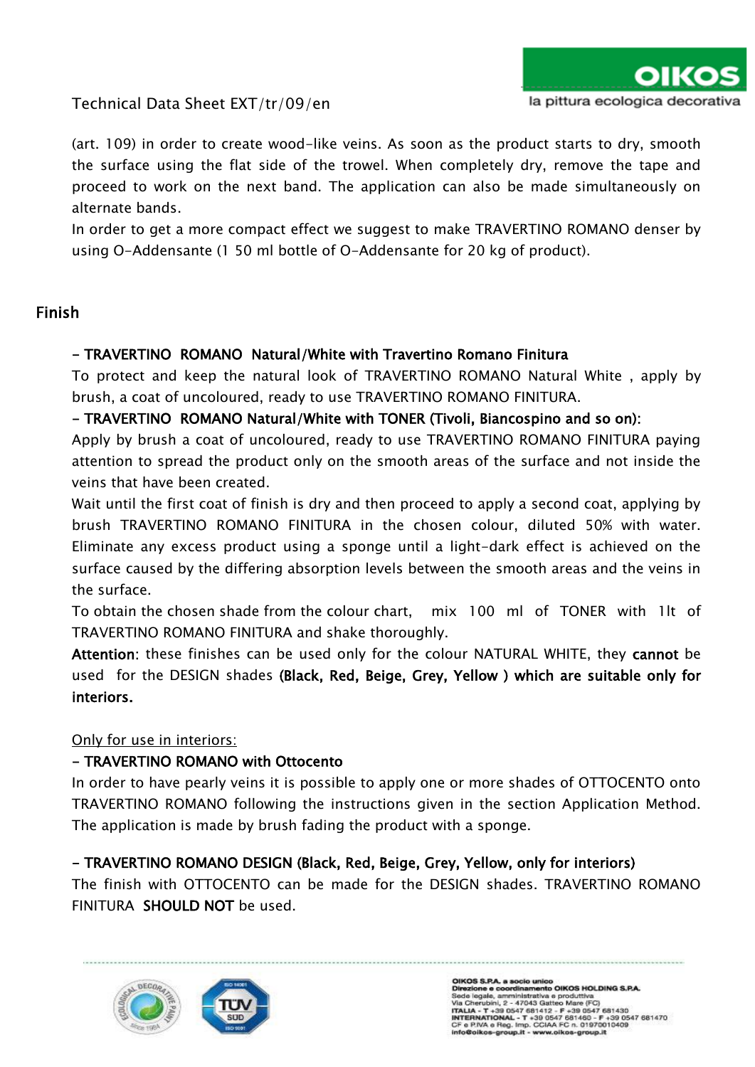(art. 109) in order to create wood-like veins. As soon as the product starts to dry, smooth the surface using the flat side of the trowel. When completely dry, remove the tape and proceed to work on the next band. The application can also be made simultaneously on alternate bands.
In order to get a more compact effect we suggest to make TRAVERTINO ROMANO denser by using O-Addensante (1 50 ml bottle of O-Addensante for 20 kg of product).

## Finish

**- TRAVERTINO ROMANO Natural/White with Travertino Romano Finitura**
To protect and keep the natural look of TRAVERTINO ROMANO Natural White , apply by brush, a coat of uncoloured, ready to use TRAVERTINO ROMANO FINITURA.
**- TRAVERTINO ROMANO Natural/White with TONER (Tivoli, Biancospino and so on):**
Apply by brush a coat of uncoloured, ready to use TRAVERTINO ROMANO FINITURA paying attention to spread the product only on the smooth areas of the surface and not inside the veins that have been created.
Wait until the first coat of finish is dry and then proceed to apply a second coat, applying by brush TRAVERTINO ROMANO FINITURA in the chosen colour, diluted 50% with water. Eliminate any excess product using a sponge until a light-dark effect is achieved on the surface caused by the differing absorption levels between the smooth areas and the veins in the surface.
To obtain the chosen shade from the colour chart, mix 100 ml of TONER with 1lt of TRAVERTINO ROMANO FINITURA and shake thoroughly.
**Attention**: these finishes can be used only for the colour NATURAL WHITE, they **cannot** be used for the DESIGN shades **(Black, Red, Beige, Grey, Yellow ) which are suitable only for interiors.**

Only for use in interiors:
**- TRAVERTINO ROMANO with Ottocento**
In order to have pearly veins it is possible to apply one or more shades of OTTOCENTO onto TRAVERTINO ROMANO following the instructions given in the section Application Method. The application is made by brush fading the product with a sponge.

**- TRAVERTINO ROMANO DESIGN (Black, Red, Beige, Grey, Yellow, only for interiors)**
The finish with OTTOCENTO can be made for the DESIGN shades. TRAVERTINO ROMANO FINITURA **SHOULD NOT** be used.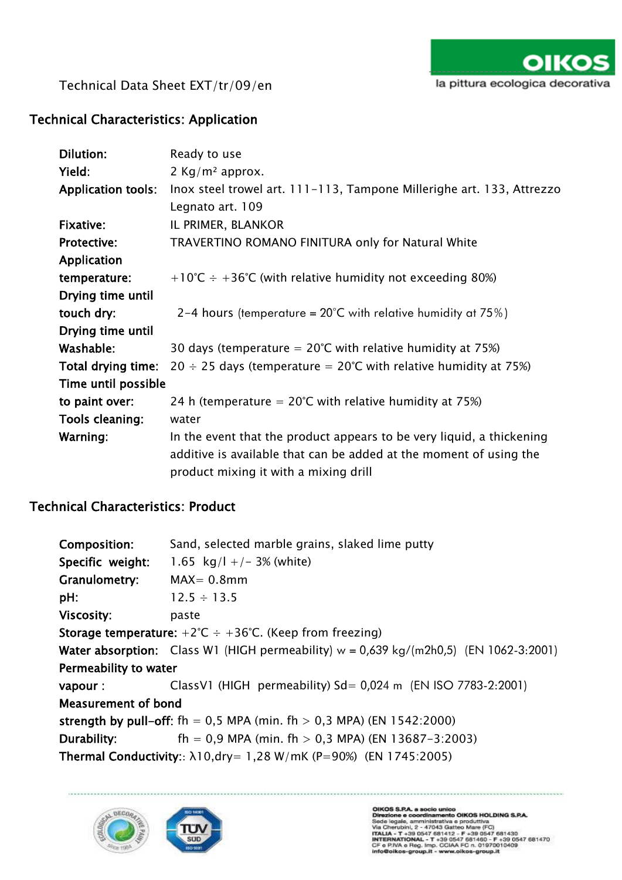Technical Data Sheet EXT/tr/09/en

## Technical Characteristics: Application

| | |
|---|---|
| **Dilution:** | Ready to use |
| **Yield:** | 2 Kg/m² approx. |
| **Application tools:** | Inox steel trowel art. 111-113, Tampone Millerighe art. 133, Attrezzo Legnato art. 109 |
| **Fixative:** | IL PRIMER, BLANKOR |
| **Protective:** | TRAVERTINO ROMANO FINITURA only for Natural White |
| **Application temperature:** | +10°C ÷ +36°C (with relative humidity not exceeding 80%) |
| **Drying time until touch dry:** | 2-4 hours (temperature = 20°C with relative humidity at 75%) |
| **Drying time until Washable:** | 30 days (temperature = 20°C with relative humidity at 75%) |
| **Total drying time:** | 20 ÷ 25 days (temperature = 20°C with relative humidity at 75%) |
| **Time until possible to paint over:** | 24 h (temperature = 20°C with relative humidity at 75%) |
| **Tools cleaning:** | water |
| **Warning:** | In the event that the product appears to be very liquid, a thickening additive is available that can be added at the moment of using the product mixing it with a mixing drill |

## Technical Characteristics: Product

| | |
|---|---|
| **Composition:** | Sand, selected marble grains, slaked lime putty |
| **Specific weight:** | 1.65 kg/l +/- 3% (white) |
| **Granulometry:** | MAX= 0.8mm |
| **pH:** | 12.5 ÷ 13.5 |
| **Viscosity:** | paste |
| **Storage temperature:** | +2°C ÷ +36°C. (Keep from freezing) |
| **Water absorption:** | Class W1 (HIGH permeability) w = 0,639 kg/(m2h0,5) (EN 1062-3:2001) |
| **Permeability to water vapour :** | ClassV1 (HIGH permeability) Sd= 0,024 m (EN ISO 7783-2:2001) |
| **Measurement of bond strength by pull-off:** | fh = 0,5 MPA (min. fh > 0,3 MPA) (EN 1542:2000) |
| **Durability:** | fh = 0,9 MPA (min. fh > 0,3 MPA) (EN 13687-3:2003) |
| **Thermal Conductivity:** | $\lambda_{10,dry}$= 1,28 W/mK (P=90%) (EN 1745:2005) |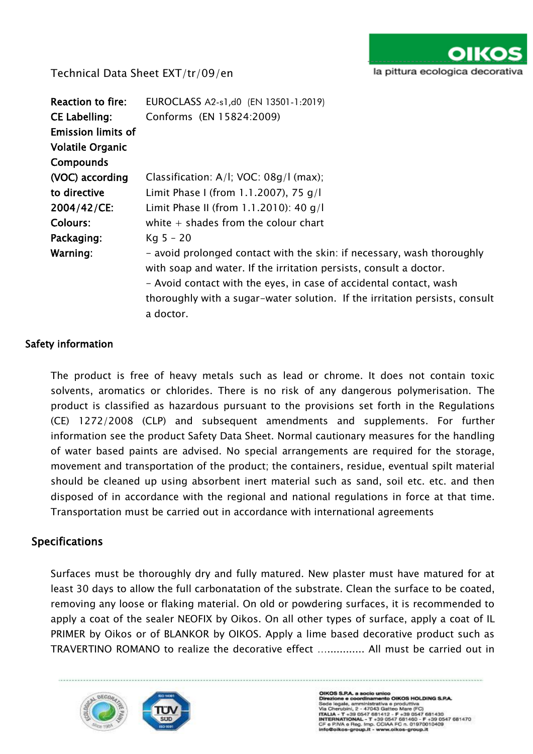Technical Data Sheet EXT/tr/09/en

| | |
|---|---|
| **Reaction to fire:** | EUROCLASS A2-s1,d0 (EN 13501-1:2019) |
| **CE Labelling:** | Conforms (EN 15824:2009) |
| **Emission limits of Volatile Organic Compounds (VOC) according to directive 2004/42/CE:** | Classification: A/l; VOC: 08g/l (max); Limit Phase I (from 1.1.2007), 75 g/l Limit Phase II (from 1.1.2010): 40 g/l |
| **Colours:** | white + shades from the colour chart |
| **Packaging:** | Kg 5 – 20 |
| **Warning:** | - avoid prolonged contact with the skin: if necessary, wash thoroughly with soap and water. If the irritation persists, consult a doctor. - Avoid contact with the eyes, in case of accidental contact, wash thoroughly with a sugar-water solution. If the irritation persists, consult a doctor. |

## Safety information

The product is free of heavy metals such as lead or chrome. It does not contain toxic solvents, aromatics or chlorides. There is no risk of any dangerous polymerisation. The product is classified as hazardous pursuant to the provisions set forth in the Regulations (CE) 1272/2008 (CLP) and subsequent amendments and supplements. For further information see the product Safety Data Sheet. Normal cautionary measures for the handling of water based paints are advised. No special arrangements are required for the storage, movement and transportation of the product; the containers, residue, eventual spilt material should be cleaned up using absorbent inert material such as sand, soil etc. etc. and then disposed of in accordance with the regional and national regulations in force at that time. Transportation must be carried out in accordance with international agreements

## Specifications

Surfaces must be thoroughly dry and fully matured. New plaster must have matured for at least 30 days to allow the full carbonatation of the substrate. Clean the surface to be coated, removing any loose or flaking material. On old or powdering surfaces, it is recommended to apply a coat of the sealer NEOFIX by Oikos. On all other types of surface, apply a coat of IL PRIMER by Oikos or of BLANKOR by OIKOS. Apply a lime based decorative product such as TRAVERTINO ROMANO to realize the decorative effect …………… All must be carried out in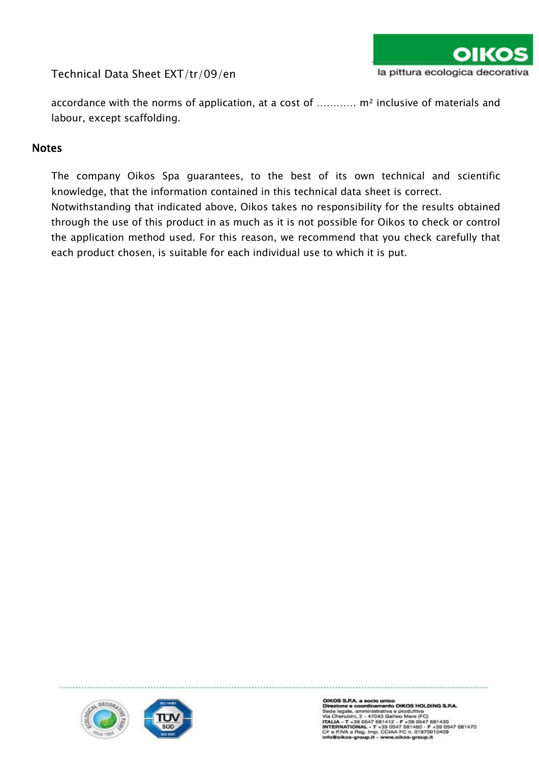accordance with the norms of application, at a cost of ………… m² inclusive of materials and labour, except scaffolding.

## Notes

The company Oikos Spa guarantees, to the best of its own technical and scientific knowledge, that the information contained in this technical data sheet is correct.
Notwithstanding that indicated above, Oikos takes no responsibility for the results obtained through the use of this product in as much as it is not possible for Oikos to check or control the application method used. For this reason, we recommend that you check carefully that each product chosen, is suitable for each individual use to which it is put.